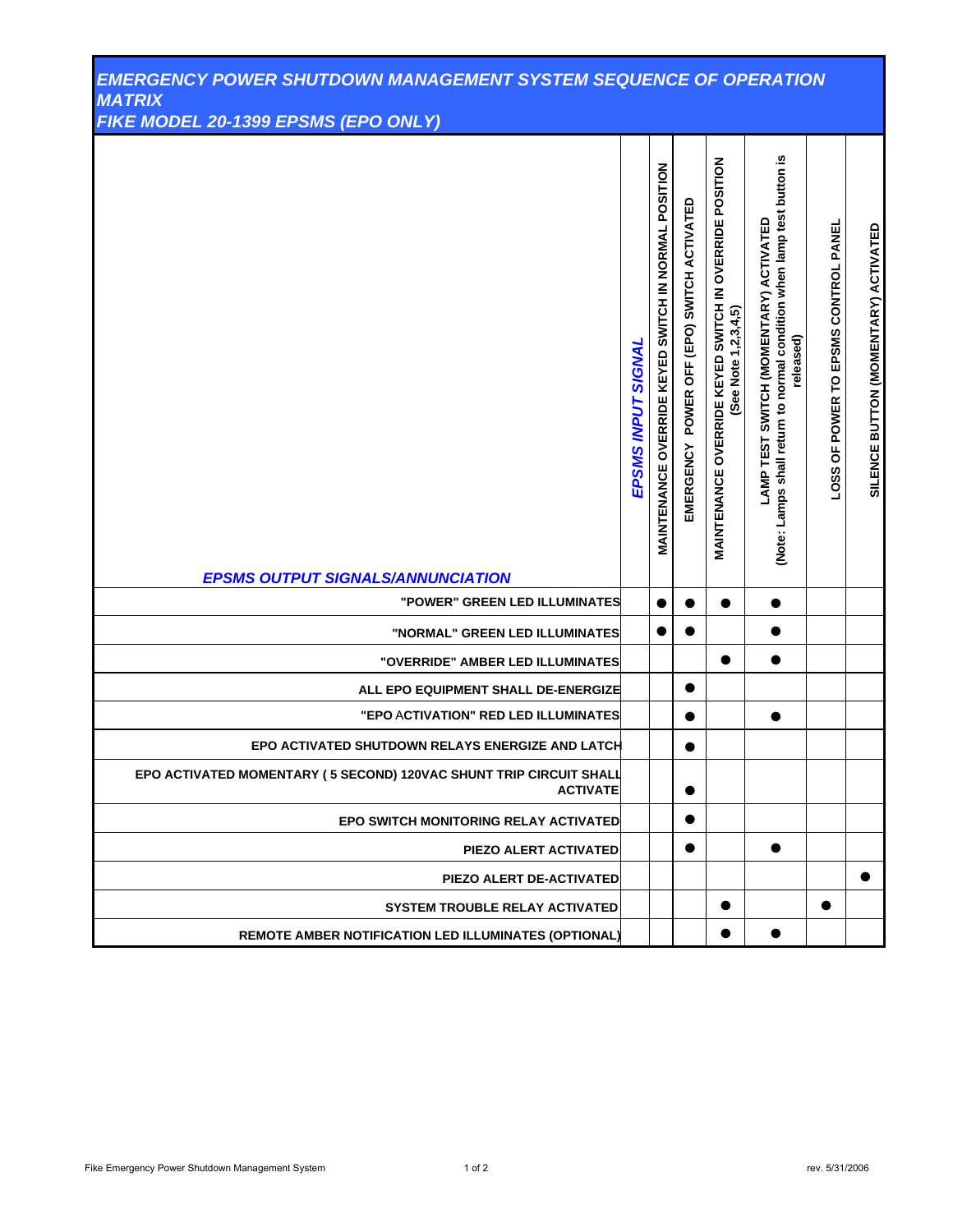# EMERGENCY POWER SHUTDOWN MANAGEMENT SYSTEM SEQUENCE OF OPERATION MATRIX

## FIKE MODEL 20-1399 EPSMS (EPO ONLY)

| *EPSMS OUTPUT SIGNALS/ANNUNCIATION* | *EPSMS INPUT SIGNAL* | MAINTENANCE OVERRIDE KEYED SWITCH IN NORMAL POSITION | EMERGENCY POWER OFF (EPO) SWITCH ACTIVATED | MAINTENANCE OVERRIDE KEYED SWITCH IN OVERRIDE POSITION (See Note 1,2,3,4,5) | LAMP TEST SWITCH (MOMENTARY) ACTIVATED (Note: Lamps shall return to normal condition when lamp test button is released) | LOSS OF POWER TO EPSMS CONTROL PANEL | SILENCE BUTTON (MOMENTARY) ACTIVATED |
|---|---|---|---|---|---|---|---|
| "POWER" GREEN LED ILLUMINATES | | ● | ● | ● | ● | | |
| "NORMAL" GREEN LED ILLUMINATES | | ● | ● | | ● | | |
| "OVERRIDE" AMBER LED ILLUMINATES | | | | ● | ● | | |
| ALL EPO EQUIPMENT SHALL DE-ENERGIZE | | | ● | | | | |
| "EPO ACTIVATION" RED LED ILLUMINATES | | | ● | | ● | | |
| EPO ACTIVATED SHUTDOWN RELAYS ENERGIZE AND LATCH | | | ● | | | | |
| EPO ACTIVATED MOMENTARY ( 5 SECOND) 120VAC SHUNT TRIP CIRCUIT SHALL ACTIVATE | | | ● | | | | |
| EPO SWITCH MONITORING RELAY ACTIVATED | | | ● | | | | |
| PIEZO ALERT ACTIVATED | | | ● | | ● | | |
| PIEZO ALERT DE-ACTIVATED | | | | | | | ● |
| SYSTEM TROUBLE RELAY ACTIVATED | | | | ● | | ● | |
| REMOTE AMBER NOTIFICATION LED ILLUMINATES (OPTIONAL) | | | | ● | ● | | |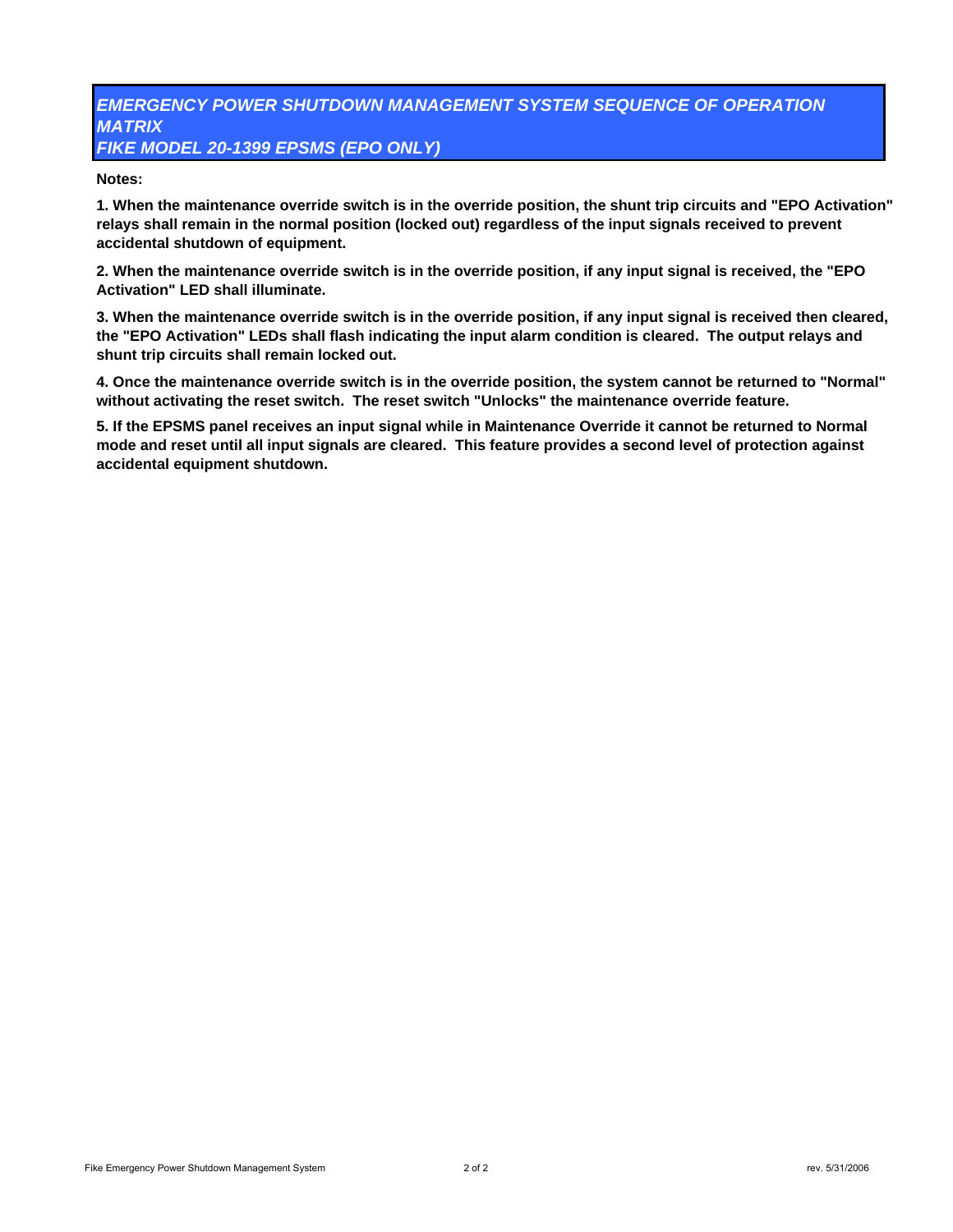## *EMERGENCY POWER SHUTDOWN MANAGEMENT SYSTEM SEQUENCE OF OPERATION MATRIX*
## *FIKE MODEL 20-1399 EPSMS (EPO ONLY)*

**Notes:**

**1. When the maintenance override switch is in the override position, the shunt trip circuits and "EPO Activation" relays shall remain in the normal position (locked out) regardless of the input signals received to prevent accidental shutdown of equipment.**

**2. When the maintenance override switch is in the override position, if any input signal is received, the "EPO Activation" LED shall illuminate.**

**3. When the maintenance override switch is in the override position, if any input signal is received then cleared, the "EPO Activation" LEDs shall flash indicating the input alarm condition is cleared. The output relays and shunt trip circuits shall remain locked out.**

**4. Once the maintenance override switch is in the override position, the system cannot be returned to "Normal" without activating the reset switch. The reset switch "Unlocks" the maintenance override feature.**

**5. If the EPSMS panel receives an input signal while in Maintenance Override it cannot be returned to Normal mode and reset until all input signals are cleared. This feature provides a second level of protection against accidental equipment shutdown.**